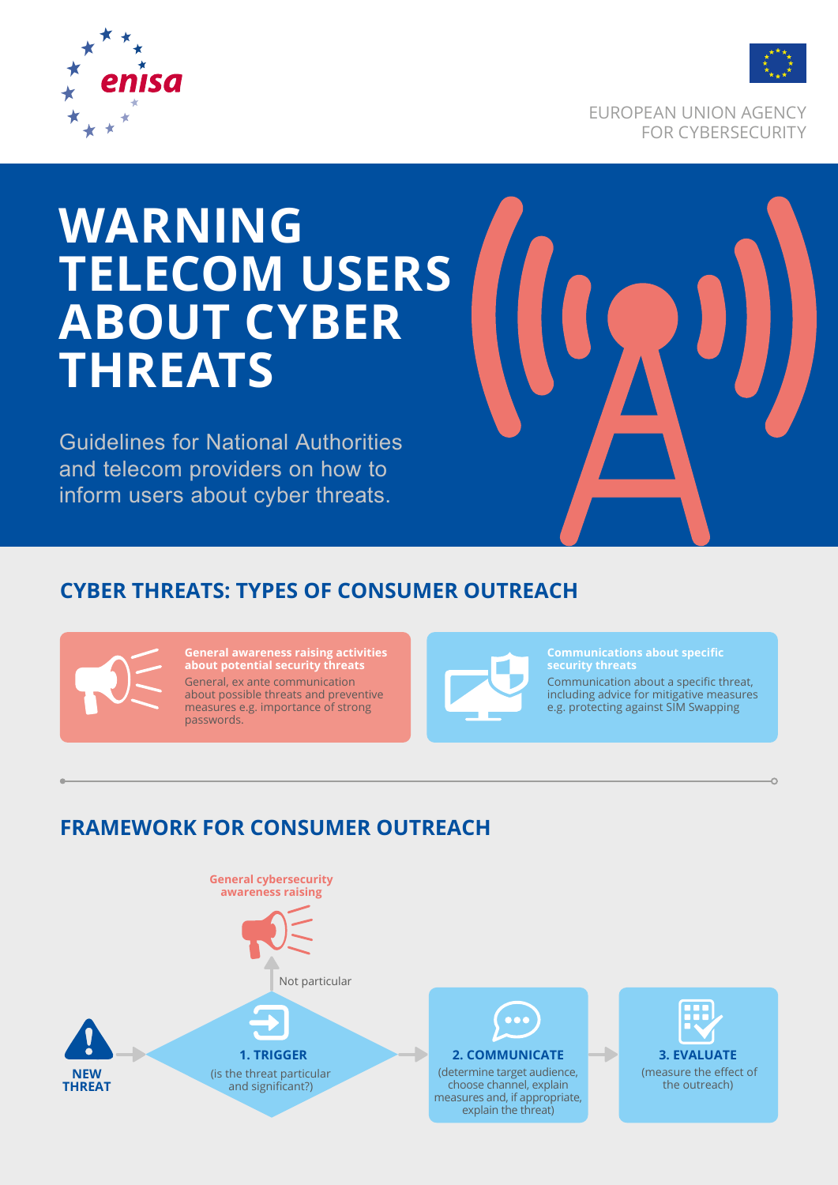enisa

EUROPEAN UNION AGENCY FOR CYBERSECURITY

# WARNING TELECOM USERS ABOUT CYBER THREATS

Guidelines for National Authorities and telecom providers on how to inform users about cyber threats.

## CYBER THREATS: TYPES OF CONSUMER OUTREACH

**General awareness raising activities about potential security threats**

General, ex ante communication about possible threats and preventive measures e.g. importance of strong passwords.

**Communications about specific security threats**

Communication about a specific threat, including advice for mitigative measures e.g. protecting against SIM Swapping

## FRAMEWORK FOR CONSUMER OUTREACH

**NEW THREAT** → **1. TRIGGER** (is the threat particular and significant?) → **2. COMMUNICATE** (determine target audience, choose channel, explain measures and, if appropriate, explain the threat) → **3. EVALUATE** (measure the effect of the outreach)

1. TRIGGER → Not particular → **General cybersecurity awareness raising**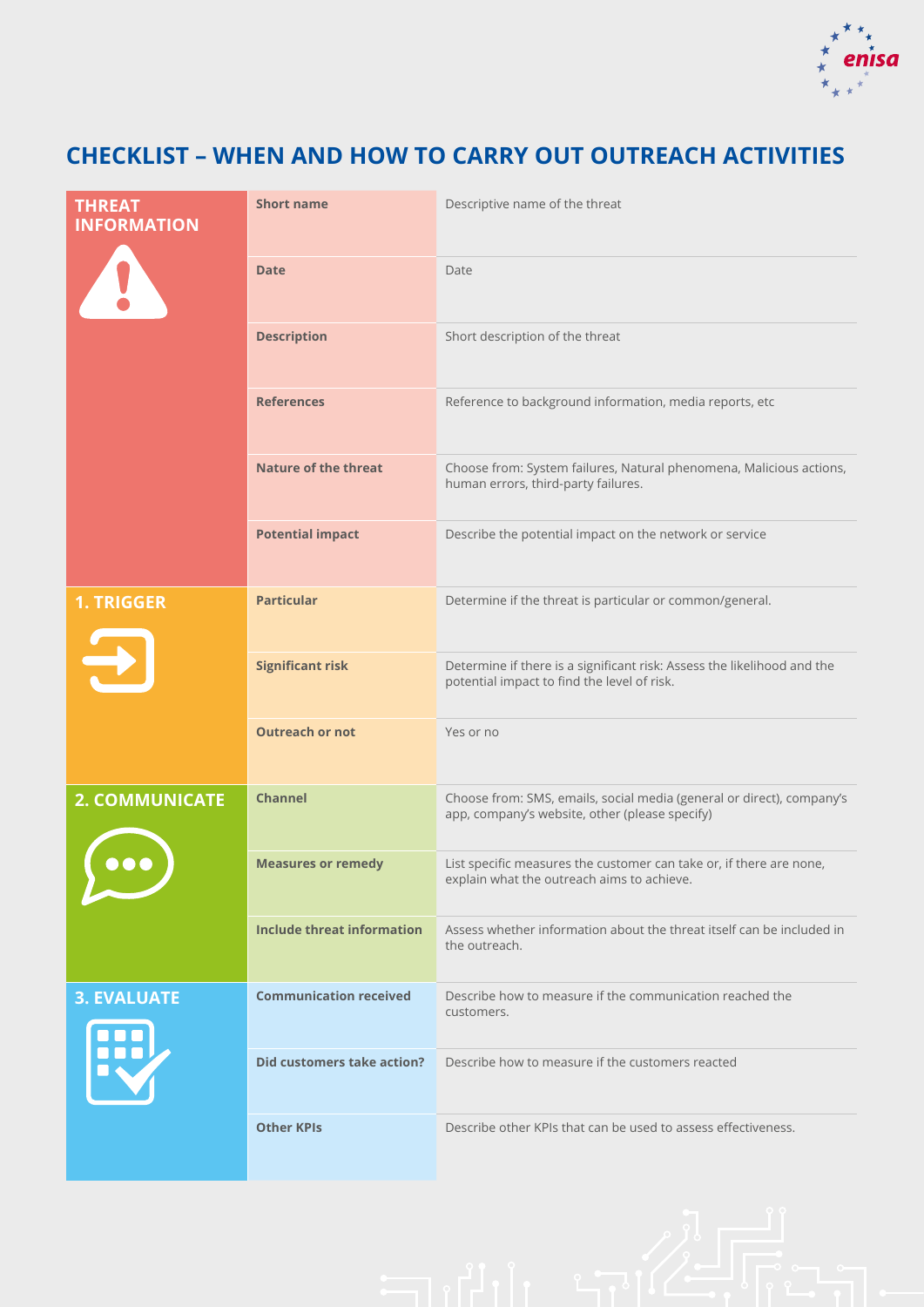## CHECKLIST – WHEN AND HOW TO CARRY OUT OUTREACH ACTIVITIES

| | | |
|---|---|---|
| **THREAT INFORMATION** | **Short name** | Descriptive name of the threat |
| | **Date** | Date |
| | **Description** | Short description of the threat |
| | **References** | Reference to background information, media reports, etc |
| | **Nature of the threat** | Choose from: System failures, Natural phenomena, Malicious actions, human errors, third-party failures. |
| | **Potential impact** | Describe the potential impact on the network or service |
| **1. TRIGGER** | **Particular** | Determine if the threat is particular or common/general. |
| | **Significant risk** | Determine if there is a significant risk: Assess the likelihood and the potential impact to find the level of risk. |
| | **Outreach or not** | Yes or no |
| **2. COMMUNICATE** | **Channel** | Choose from: SMS, emails, social media (general or direct), company's app, company's website, other (please specify) |
| | **Measures or remedy** | List specific measures the customer can take or, if there are none, explain what the outreach aims to achieve. |
| | **Include threat information** | Assess whether information about the threat itself can be included in the outreach. |
| **3. EVALUATE** | **Communication received** | Describe how to measure if the communication reached the customers. |
| | **Did customers take action?** | Describe how to measure if the customers reacted |
| | **Other KPIs** | Describe other KPIs that can be used to assess effectiveness. |